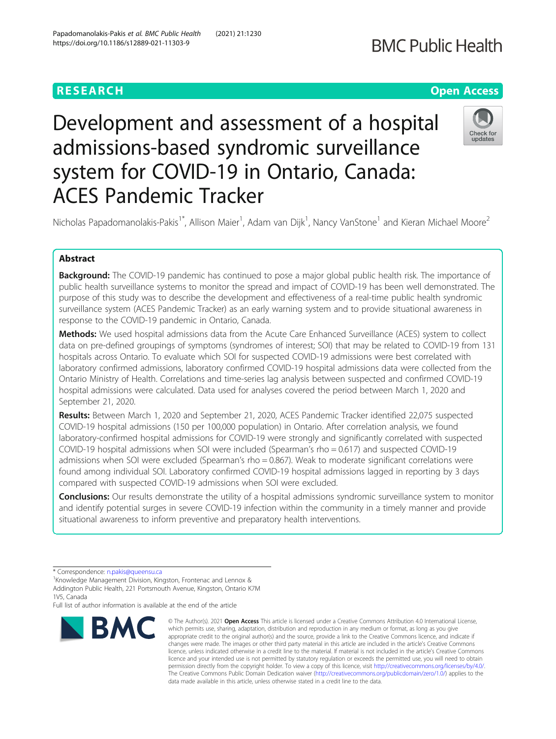RESEARCH

Open Access

# Development and assessment of a hospital admissions-based syndromic surveillance system for COVID-19 in Ontario, Canada: ACES Pandemic Tracker

Nicholas Papadomanolakis-Pakis[1*], Allison Maier[1], Adam van Dijk[1], Nancy VanStone[1] and Kieran Michael Moore[2]

## Abstract

**Background:** The COVID-19 pandemic has continued to pose a major global public health risk. The importance of public health surveillance systems to monitor the spread and impact of COVID-19 has been well demonstrated. The purpose of this study was to describe the development and effectiveness of a real-time public health syndromic surveillance system (ACES Pandemic Tracker) as an early warning system and to provide situational awareness in response to the COVID-19 pandemic in Ontario, Canada.

**Methods:** We used hospital admissions data from the Acute Care Enhanced Surveillance (ACES) system to collect data on pre-defined groupings of symptoms (syndromes of interest; SOI) that may be related to COVID-19 from 131 hospitals across Ontario. To evaluate which SOI for suspected COVID-19 admissions were best correlated with laboratory confirmed admissions, laboratory confirmed COVID-19 hospital admissions data were collected from the Ontario Ministry of Health. Correlations and time-series lag analysis between suspected and confirmed COVID-19 hospital admissions were calculated. Data used for analyses covered the period between March 1, 2020 and September 21, 2020.

**Results:** Between March 1, 2020 and September 21, 2020, ACES Pandemic Tracker identified 22,075 suspected COVID-19 hospital admissions (150 per 100,000 population) in Ontario. After correlation analysis, we found laboratory-confirmed hospital admissions for COVID-19 were strongly and significantly correlated with suspected COVID-19 hospital admissions when SOI were included (Spearman's rho = 0.617) and suspected COVID-19 admissions when SOI were excluded (Spearman's rho = 0.867). Weak to moderate significant correlations were found among individual SOI. Laboratory confirmed COVID-19 hospital admissions lagged in reporting by 3 days compared with suspected COVID-19 admissions when SOI were excluded.

**Conclusions:** Our results demonstrate the utility of a hospital admissions syndromic surveillance system to monitor and identify potential surges in severe COVID-19 infection within the community in a timely manner and provide situational awareness to inform preventive and preparatory health interventions.

---

* Correspondence: n.pakis@queensu.ca

[1]Knowledge Management Division, Kingston, Frontenac and Lennox & Addington Public Health, 221 Portsmouth Avenue, Kingston, Ontario K7M 1V5, Canada

Full list of author information is available at the end of the article

© The Author(s). 2021 **Open Access** This article is licensed under a Creative Commons Attribution 4.0 International License, which permits use, sharing, adaptation, distribution and reproduction in any medium or format, as long as you give appropriate credit to the original author(s) and the source, provide a link to the Creative Commons licence, and indicate if changes were made. The images or other third party material in this article are included in the article's Creative Commons licence, unless indicated otherwise in a credit line to the material. If material is not included in the article's Creative Commons licence and your intended use is not permitted by statutory regulation or exceeds the permitted use, you will need to obtain permission directly from the copyright holder. To view a copy of this licence, visit http://creativecommons.org/licenses/by/4.0/. The Creative Commons Public Domain Dedication waiver (http://creativecommons.org/publicdomain/zero/1.0/) applies to the data made available in this article, unless otherwise stated in a credit line to the data.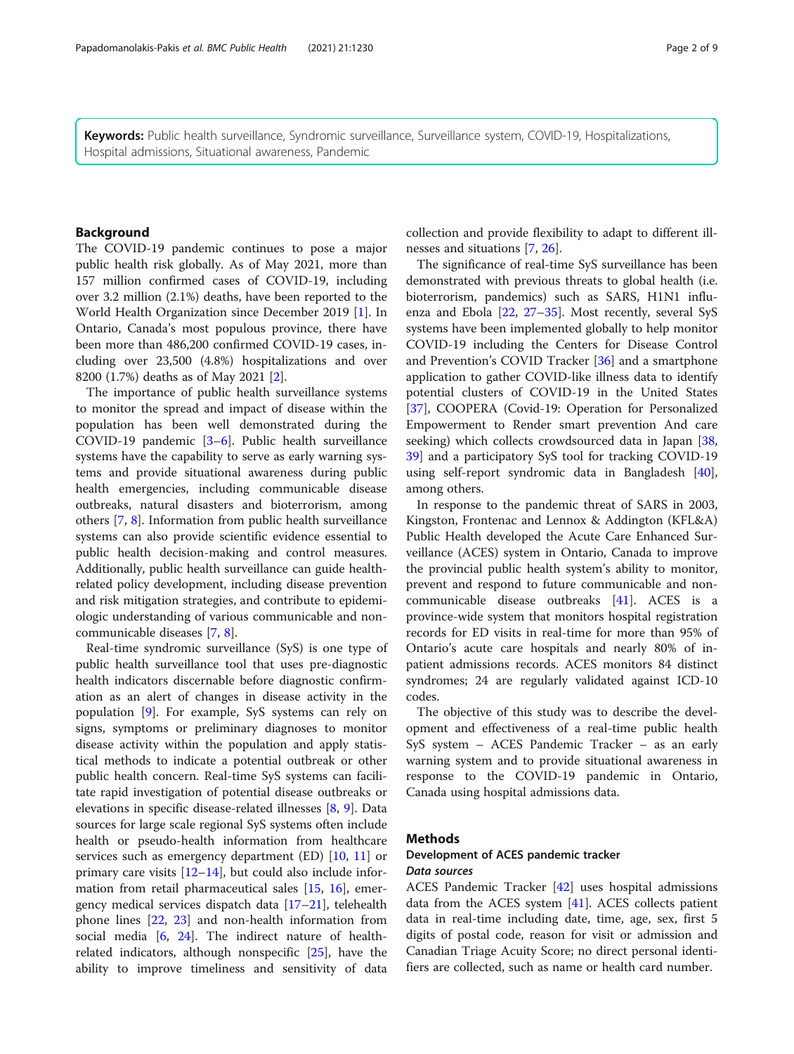**Keywords:** Public health surveillance, Syndromic surveillance, Surveillance system, COVID-19, Hospitalizations, Hospital admissions, Situational awareness, Pandemic

## Background

The COVID-19 pandemic continues to pose a major public health risk globally. As of May 2021, more than 157 million confirmed cases of COVID-19, including over 3.2 million (2.1%) deaths, have been reported to the World Health Organization since December 2019 [1]. In Ontario, Canada's most populous province, there have been more than 486,200 confirmed COVID-19 cases, including over 23,500 (4.8%) hospitalizations and over 8200 (1.7%) deaths as of May 2021 [2].

The importance of public health surveillance systems to monitor the spread and impact of disease within the population has been well demonstrated during the COVID-19 pandemic [3–6]. Public health surveillance systems have the capability to serve as early warning systems and provide situational awareness during public health emergencies, including communicable disease outbreaks, natural disasters and bioterrorism, among others [7, 8]. Information from public health surveillance systems can also provide scientific evidence essential to public health decision-making and control measures. Additionally, public health surveillance can guide health-related policy development, including disease prevention and risk mitigation strategies, and contribute to epidemiologic understanding of various communicable and non-communicable diseases [7, 8].

Real-time syndromic surveillance (SyS) is one type of public health surveillance tool that uses pre-diagnostic health indicators discernable before diagnostic confirmation as an alert of changes in disease activity in the population [9]. For example, SyS systems can rely on signs, symptoms or preliminary diagnoses to monitor disease activity within the population and apply statistical methods to indicate a potential outbreak or other public health concern. Real-time SyS systems can facilitate rapid investigation of potential disease outbreaks or elevations in specific disease-related illnesses [8, 9]. Data sources for large scale regional SyS systems often include health or pseudo-health information from healthcare services such as emergency department (ED) [10, 11] or primary care visits [12–14], but could also include information from retail pharmaceutical sales [15, 16], emergency medical services dispatch data [17–21], telehealth phone lines [22, 23] and non-health information from social media [6, 24]. The indirect nature of health-related indicators, although nonspecific [25], have the ability to improve timeliness and sensitivity of data collection and provide flexibility to adapt to different illnesses and situations [7, 26].

The significance of real-time SyS surveillance has been demonstrated with previous threats to global health (i.e. bioterrorism, pandemics) such as SARS, H1N1 influenza and Ebola [22, 27–35]. Most recently, several SyS systems have been implemented globally to help monitor COVID-19 including the Centers for Disease Control and Prevention's COVID Tracker [36] and a smartphone application to gather COVID-like illness data to identify potential clusters of COVID-19 in the United States [37], COOPERA (Covid-19: Operation for Personalized Empowerment to Render smart prevention And care seeking) which collects crowdsourced data in Japan [38, 39] and a participatory SyS tool for tracking COVID-19 using self-report syndromic data in Bangladesh [40], among others.

In response to the pandemic threat of SARS in 2003, Kingston, Frontenac and Lennox & Addington (KFL&A) Public Health developed the Acute Care Enhanced Surveillance (ACES) system in Ontario, Canada to improve the provincial public health system's ability to monitor, prevent and respond to future communicable and non-communicable disease outbreaks [41]. ACES is a province-wide system that monitors hospital registration records for ED visits in real-time for more than 95% of Ontario's acute care hospitals and nearly 80% of in-patient admissions records. ACES monitors 84 distinct syndromes; 24 are regularly validated against ICD-10 codes.

The objective of this study was to describe the development and effectiveness of a real-time public health SyS system – ACES Pandemic Tracker – as an early warning system and to provide situational awareness in response to the COVID-19 pandemic in Ontario, Canada using hospital admissions data.

## Methods

### Development of ACES pandemic tracker

#### *Data sources*

ACES Pandemic Tracker [42] uses hospital admissions data from the ACES system [41]. ACES collects patient data in real-time including date, time, age, sex, first 5 digits of postal code, reason for visit or admission and Canadian Triage Acuity Score; no direct personal identifiers are collected, such as name or health card number.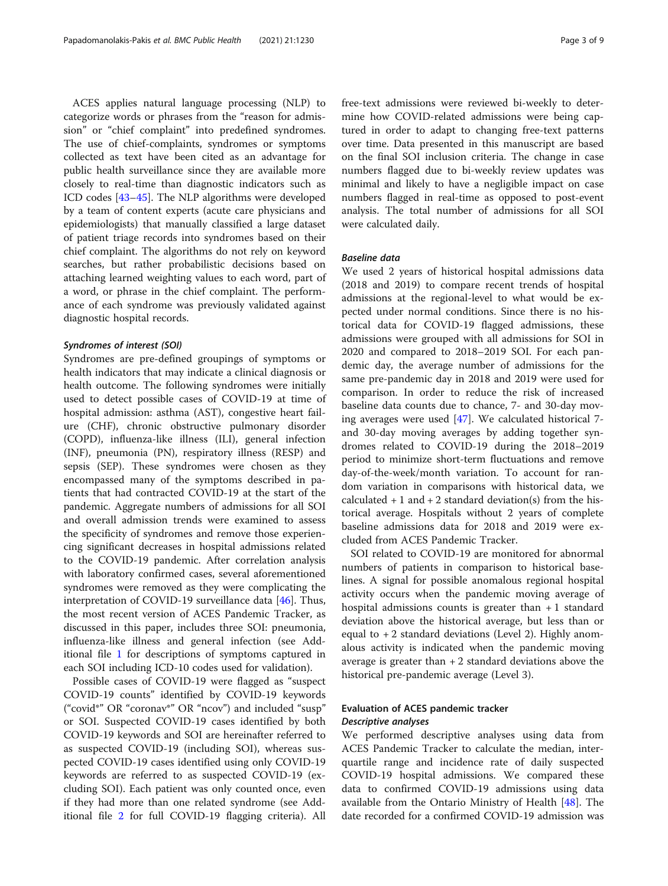ACES applies natural language processing (NLP) to categorize words or phrases from the "reason for admission" or "chief complaint" into predefined syndromes. The use of chief-complaints, syndromes or symptoms collected as text have been cited as an advantage for public health surveillance since they are available more closely to real-time than diagnostic indicators such as ICD codes [43–45]. The NLP algorithms were developed by a team of content experts (acute care physicians and epidemiologists) that manually classified a large dataset of patient triage records into syndromes based on their chief complaint. The algorithms do not rely on keyword searches, but rather probabilistic decisions based on attaching learned weighting values to each word, part of a word, or phrase in the chief complaint. The performance of each syndrome was previously validated against diagnostic hospital records.

#### *Syndromes of interest (SOI)*

Syndromes are pre-defined groupings of symptoms or health indicators that may indicate a clinical diagnosis or health outcome. The following syndromes were initially used to detect possible cases of COVID-19 at time of hospital admission: asthma (AST), congestive heart failure (CHF), chronic obstructive pulmonary disorder (COPD), influenza-like illness (ILI), general infection (INF), pneumonia (PN), respiratory illness (RESP) and sepsis (SEP). These syndromes were chosen as they encompassed many of the symptoms described in patients that had contracted COVID-19 at the start of the pandemic. Aggregate numbers of admissions for all SOI and overall admission trends were examined to assess the specificity of syndromes and remove those experiencing significant decreases in hospital admissions related to the COVID-19 pandemic. After correlation analysis with laboratory confirmed cases, several aforementioned syndromes were removed as they were complicating the interpretation of COVID-19 surveillance data [46]. Thus, the most recent version of ACES Pandemic Tracker, as discussed in this paper, includes three SOI: pneumonia, influenza-like illness and general infection (see Additional file 1 for descriptions of symptoms captured in each SOI including ICD-10 codes used for validation).

Possible cases of COVID-19 were flagged as "suspect COVID-19 counts" identified by COVID-19 keywords ("covid*" OR "coronav*" OR "ncov") and included "susp" or SOI. Suspected COVID-19 cases identified by both COVID-19 keywords and SOI are hereinafter referred to as suspected COVID-19 (including SOI), whereas suspected COVID-19 cases identified using only COVID-19 keywords are referred to as suspected COVID-19 (excluding SOI). Each patient was only counted once, even if they had more than one related syndrome (see Additional file 2 for full COVID-19 flagging criteria). All free-text admissions were reviewed bi-weekly to determine how COVID-related admissions were being captured in order to adapt to changing free-text patterns over time. Data presented in this manuscript are based on the final SOI inclusion criteria. The change in case numbers flagged due to bi-weekly review updates was minimal and likely to have a negligible impact on case numbers flagged in real-time as opposed to post-event analysis. The total number of admissions for all SOI were calculated daily.

#### *Baseline data*

We used 2 years of historical hospital admissions data (2018 and 2019) to compare recent trends of hospital admissions at the regional-level to what would be expected under normal conditions. Since there is no historical data for COVID-19 flagged admissions, these admissions were grouped with all admissions for SOI in 2020 and compared to 2018–2019 SOI. For each pandemic day, the average number of admissions for the same pre-pandemic day in 2018 and 2019 were used for comparison. In order to reduce the risk of increased baseline data counts due to chance, 7- and 30-day moving averages were used [47]. We calculated historical 7- and 30-day moving averages by adding together syndromes related to COVID-19 during the 2018–2019 period to minimize short-term fluctuations and remove day-of-the-week/month variation. To account for random variation in comparisons with historical data, we calculated + 1 and + 2 standard deviation(s) from the historical average. Hospitals without 2 years of complete baseline admissions data for 2018 and 2019 were excluded from ACES Pandemic Tracker.

SOI related to COVID-19 are monitored for abnormal numbers of patients in comparison to historical baselines. A signal for possible anomalous regional hospital activity occurs when the pandemic moving average of hospital admissions counts is greater than + 1 standard deviation above the historical average, but less than or equal to + 2 standard deviations (Level 2). Highly anomalous activity is indicated when the pandemic moving average is greater than + 2 standard deviations above the historical pre-pandemic average (Level 3).

### Evaluation of ACES pandemic tracker

#### *Descriptive analyses*

We performed descriptive analyses using data from ACES Pandemic Tracker to calculate the median, interquartile range and incidence rate of daily suspected COVID-19 hospital admissions. We compared these data to confirmed COVID-19 admissions using data available from the Ontario Ministry of Health [48]. The date recorded for a confirmed COVID-19 admission was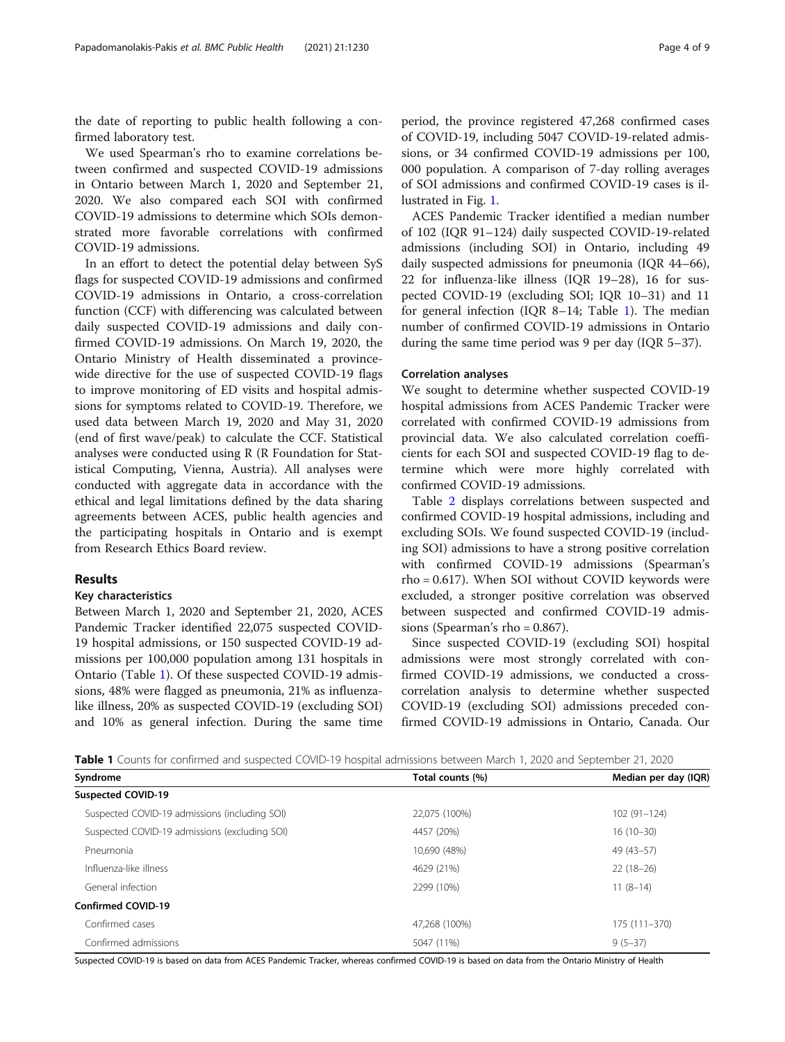the date of reporting to public health following a confirmed laboratory test.

We used Spearman's rho to examine correlations between confirmed and suspected COVID-19 admissions in Ontario between March 1, 2020 and September 21, 2020. We also compared each SOI with confirmed COVID-19 admissions to determine which SOIs demonstrated more favorable correlations with confirmed COVID-19 admissions.

In an effort to detect the potential delay between SyS flags for suspected COVID-19 admissions and confirmed COVID-19 admissions in Ontario, a cross-correlation function (CCF) with differencing was calculated between daily suspected COVID-19 admissions and daily confirmed COVID-19 admissions. On March 19, 2020, the Ontario Ministry of Health disseminated a province-wide directive for the use of suspected COVID-19 flags to improve monitoring of ED visits and hospital admissions for symptoms related to COVID-19. Therefore, we used data between March 19, 2020 and May 31, 2020 (end of first wave/peak) to calculate the CCF. Statistical analyses were conducted using R (R Foundation for Statistical Computing, Vienna, Austria). All analyses were conducted with aggregate data in accordance with the ethical and legal limitations defined by the data sharing agreements between ACES, public health agencies and the participating hospitals in Ontario and is exempt from Research Ethics Board review.

## Results

### Key characteristics

Between March 1, 2020 and September 21, 2020, ACES Pandemic Tracker identified 22,075 suspected COVID-19 hospital admissions, or 150 suspected COVID-19 admissions per 100,000 population among 131 hospitals in Ontario (Table 1). Of these suspected COVID-19 admissions, 48% were flagged as pneumonia, 21% as influenza-like illness, 20% as suspected COVID-19 (excluding SOI) and 10% as general infection. During the same time period, the province registered 47,268 confirmed cases of COVID-19, including 5047 COVID-19-related admissions, or 34 confirmed COVID-19 admissions per 100,000 population. A comparison of 7-day rolling averages of SOI admissions and confirmed COVID-19 cases is illustrated in Fig. 1.

ACES Pandemic Tracker identified a median number of 102 (IQR 91–124) daily suspected COVID-19-related admissions (including SOI) in Ontario, including 49 daily suspected admissions for pneumonia (IQR 44–66), 22 for influenza-like illness (IQR 19–28), 16 for suspected COVID-19 (excluding SOI; IQR 10–31) and 11 for general infection (IQR 8–14; Table 1). The median number of confirmed COVID-19 admissions in Ontario during the same time period was 9 per day (IQR 5–37).

### Correlation analyses

We sought to determine whether suspected COVID-19 hospital admissions from ACES Pandemic Tracker were correlated with confirmed COVID-19 admissions from provincial data. We also calculated correlation coefficients for each SOI and suspected COVID-19 flag to determine which were more highly correlated with confirmed COVID-19 admissions.

Table 2 displays correlations between suspected and confirmed COVID-19 hospital admissions, including and excluding SOIs. We found suspected COVID-19 (including SOI) admissions to have a strong positive correlation with confirmed COVID-19 admissions (Spearman's rho = 0.617). When SOI without COVID keywords were excluded, a stronger positive correlation was observed between suspected and confirmed COVID-19 admissions (Spearman's rho = 0.867).

Since suspected COVID-19 (excluding SOI) hospital admissions were most strongly correlated with confirmed COVID-19 admissions, we conducted a cross-correlation analysis to determine whether suspected COVID-19 (excluding SOI) admissions preceded confirmed COVID-19 admissions in Ontario, Canada. Our

**Table 1** Counts for confirmed and suspected COVID-19 hospital admissions between March 1, 2020 and September 21, 2020

| Syndrome | Total counts (%) | Median per day (IQR) |
|---|---|---|
| **Suspected COVID-19** | | |
| Suspected COVID-19 admissions (including SOI) | 22,075 (100%) | 102 (91–124) |
| Suspected COVID-19 admissions (excluding SOI) | 4457 (20%) | 16 (10–30) |
| Pneumonia | 10,690 (48%) | 49 (43–57) |
| Influenza-like illness | 4629 (21%) | 22 (18–26) |
| General infection | 2299 (10%) | 11 (8–14) |
| **Confirmed COVID-19** | | |
| Confirmed cases | 47,268 (100%) | 175 (111–370) |
| Confirmed admissions | 5047 (11%) | 9 (5–37) |

Suspected COVID-19 is based on data from ACES Pandemic Tracker, whereas confirmed COVID-19 is based on data from the Ontario Ministry of Health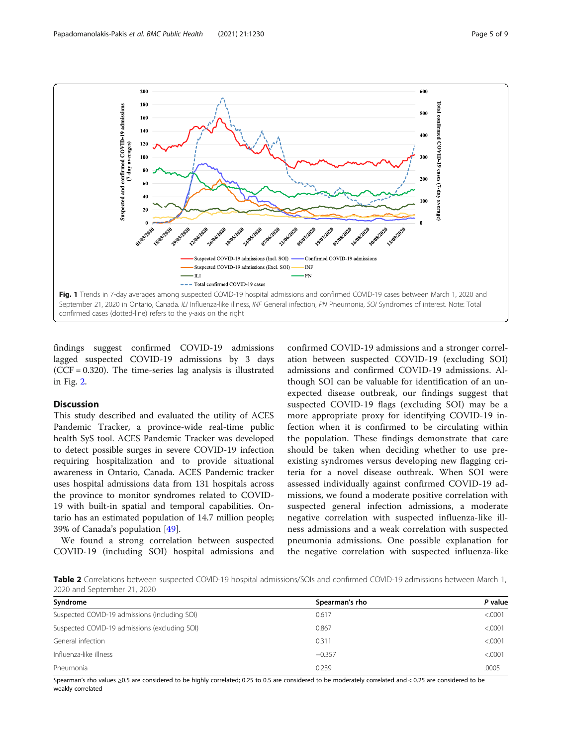**Fig. 1** Trends in 7-day averages among suspected COVID-19 hospital admissions and confirmed COVID-19 cases between March 1, 2020 and September 21, 2020 in Ontario, Canada. *ILI* Influenza-like illness, *INF* General infection, *PN* Pneumonia, *SOI* Syndromes of interest. Note: Total confirmed cases (dotted-line) refers to the y-axis on the right

findings suggest confirmed COVID-19 admissions lagged suspected COVID-19 admissions by 3 days (CCF = 0.320). The time-series lag analysis is illustrated in Fig. 2.

## Discussion

This study described and evaluated the utility of ACES Pandemic Tracker, a province-wide real-time public health SyS tool. ACES Pandemic Tracker was developed to detect possible surges in severe COVID-19 infection requiring hospitalization and to provide situational awareness in Ontario, Canada. ACES Pandemic tracker uses hospital admissions data from 131 hospitals across the province to monitor syndromes related to COVID-19 with built-in spatial and temporal capabilities. Ontario has an estimated population of 14.7 million people; 39% of Canada's population [49].

We found a strong correlation between suspected COVID-19 (including SOI) hospital admissions and confirmed COVID-19 admissions and a stronger correlation between suspected COVID-19 (excluding SOI) admissions and confirmed COVID-19 admissions. Although SOI can be valuable for identification of an unexpected disease outbreak, our findings suggest that suspected COVID-19 flags (excluding SOI) may be a more appropriate proxy for identifying COVID-19 infection when it is confirmed to be circulating within the population. These findings demonstrate that care should be taken when deciding whether to use pre-existing syndromes versus developing new flagging criteria for a novel disease outbreak. When SOI were assessed individually against confirmed COVID-19 admissions, we found a moderate positive correlation with suspected general infection admissions, a moderate negative correlation with suspected influenza-like illness admissions and a weak correlation with suspected pneumonia admissions. One possible explanation for the negative correlation with suspected influenza-like

**Table 2** Correlations between suspected COVID-19 hospital admissions/SOIs and confirmed COVID-19 admissions between March 1, 2020 and September 21, 2020

| Syndrome | Spearman's rho | *P* value |
|---|---|---|
| Suspected COVID-19 admissions (including SOI) | 0.617 | <.0001 |
| Suspected COVID-19 admissions (excluding SOI) | 0.867 | <.0001 |
| General infection | 0.311 | <.0001 |
| Influenza-like illness | −0.357 | <.0001 |
| Pneumonia | 0.239 | .0005 |

Spearman's rho values ≥0.5 are considered to be highly correlated; 0.25 to 0.5 are considered to be moderately correlated and < 0.25 are considered to be weakly correlated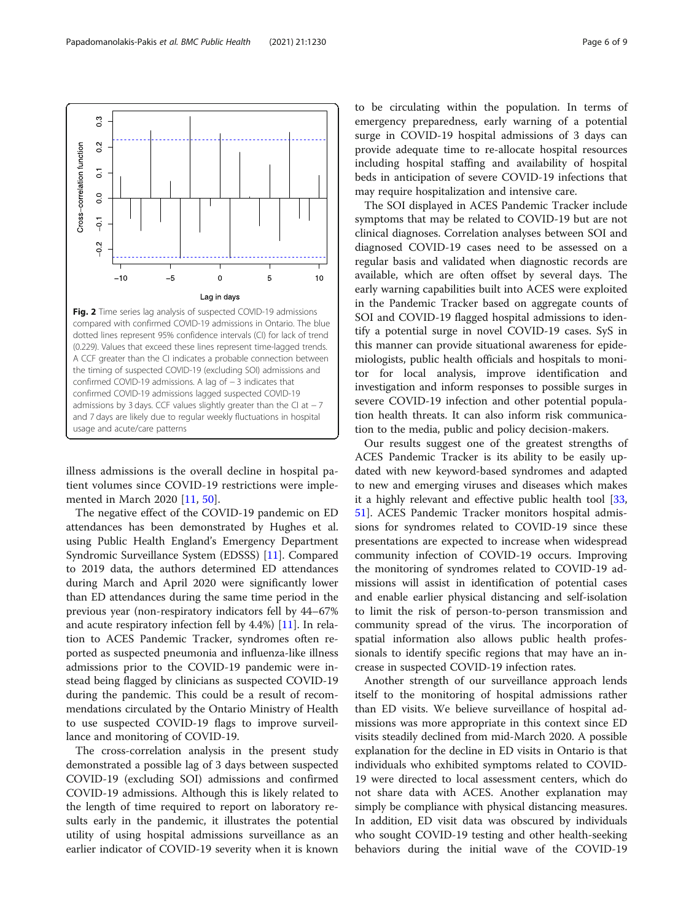**Fig. 2** Time series lag analysis of suspected COVID-19 admissions compared with confirmed COVID-19 admissions in Ontario. The blue dotted lines represent 95% confidence intervals (CI) for lack of trend (0.229). Values that exceed these lines represent time-lagged trends. A CCF greater than the CI indicates a probable connection between the timing of suspected COVID-19 (excluding SOI) admissions and confirmed COVID-19 admissions. A lag of − 3 indicates that confirmed COVID-19 admissions lagged suspected COVID-19 admissions by 3 days. CCF values slightly greater than the CI at − 7 and 7 days are likely due to regular weekly fluctuations in hospital usage and acute/care patterns

illness admissions is the overall decline in hospital patient volumes since COVID-19 restrictions were implemented in March 2020 [11, 50].

The negative effect of the COVID-19 pandemic on ED attendances has been demonstrated by Hughes et al. using Public Health England's Emergency Department Syndromic Surveillance System (EDSSS) [11]. Compared to 2019 data, the authors determined ED attendances during March and April 2020 were significantly lower than ED attendances during the same time period in the previous year (non-respiratory indicators fell by 44–67% and acute respiratory infection fell by 4.4%) [11]. In relation to ACES Pandemic Tracker, syndromes often reported as suspected pneumonia and influenza-like illness admissions prior to the COVID-19 pandemic were instead being flagged by clinicians as suspected COVID-19 during the pandemic. This could be a result of recommendations circulated by the Ontario Ministry of Health to use suspected COVID-19 flags to improve surveillance and monitoring of COVID-19.

The cross-correlation analysis in the present study demonstrated a possible lag of 3 days between suspected COVID-19 (excluding SOI) admissions and confirmed COVID-19 admissions. Although this is likely related to the length of time required to report on laboratory results early in the pandemic, it illustrates the potential utility of using hospital admissions surveillance as an earlier indicator of COVID-19 severity when it is known to be circulating within the population. In terms of emergency preparedness, early warning of a potential surge in COVID-19 hospital admissions of 3 days can provide adequate time to re-allocate hospital resources including hospital staffing and availability of hospital beds in anticipation of severe COVID-19 infections that may require hospitalization and intensive care.

The SOI displayed in ACES Pandemic Tracker include symptoms that may be related to COVID-19 but are not clinical diagnoses. Correlation analyses between SOI and diagnosed COVID-19 cases need to be assessed on a regular basis and validated when diagnostic records are available, which are often offset by several days. The early warning capabilities built into ACES were exploited in the Pandemic Tracker based on aggregate counts of SOI and COVID-19 flagged hospital admissions to identify a potential surge in novel COVID-19 cases. SyS in this manner can provide situational awareness for epidemiologists, public health officials and hospitals to monitor for local analysis, improve identification and investigation and inform responses to possible surges in severe COVID-19 infection and other potential population health threats. It can also inform risk communication to the media, public and policy decision-makers.

Our results suggest one of the greatest strengths of ACES Pandemic Tracker is its ability to be easily updated with new keyword-based syndromes and adapted to new and emerging viruses and diseases which makes it a highly relevant and effective public health tool [33, 51]. ACES Pandemic Tracker monitors hospital admissions for syndromes related to COVID-19 since these presentations are expected to increase when widespread community infection of COVID-19 occurs. Improving the monitoring of syndromes related to COVID-19 admissions will assist in identification of potential cases and enable earlier physical distancing and self-isolation to limit the risk of person-to-person transmission and community spread of the virus. The incorporation of spatial information also allows public health professionals to identify specific regions that may have an increase in suspected COVID-19 infection rates.

Another strength of our surveillance approach lends itself to the monitoring of hospital admissions rather than ED visits. We believe surveillance of hospital admissions was more appropriate in this context since ED visits steadily declined from mid-March 2020. A possible explanation for the decline in ED visits in Ontario is that individuals who exhibited symptoms related to COVID-19 were directed to local assessment centers, which do not share data with ACES. Another explanation may simply be compliance with physical distancing measures. In addition, ED visit data was obscured by individuals who sought COVID-19 testing and other health-seeking behaviors during the initial wave of the COVID-19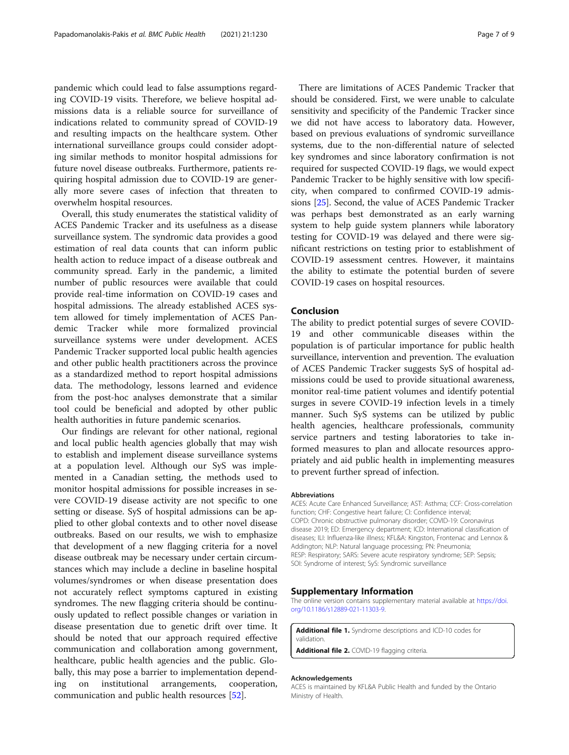pandemic which could lead to false assumptions regarding COVID-19 visits. Therefore, we believe hospital admissions data is a reliable source for surveillance of indications related to community spread of COVID-19 and resulting impacts on the healthcare system. Other international surveillance groups could consider adopting similar methods to monitor hospital admissions for future novel disease outbreaks. Furthermore, patients requiring hospital admission due to COVID-19 are generally more severe cases of infection that threaten to overwhelm hospital resources.

Overall, this study enumerates the statistical validity of ACES Pandemic Tracker and its usefulness as a disease surveillance system. The syndromic data provides a good estimation of real data counts that can inform public health action to reduce impact of a disease outbreak and community spread. Early in the pandemic, a limited number of public resources were available that could provide real-time information on COVID-19 cases and hospital admissions. The already established ACES system allowed for timely implementation of ACES Pandemic Tracker while more formalized provincial surveillance systems were under development. ACES Pandemic Tracker supported local public health agencies and other public health practitioners across the province as a standardized method to report hospital admissions data. The methodology, lessons learned and evidence from the post-hoc analyses demonstrate that a similar tool could be beneficial and adopted by other public health authorities in future pandemic scenarios.

Our findings are relevant for other national, regional and local public health agencies globally that may wish to establish and implement disease surveillance systems at a population level. Although our SyS was implemented in a Canadian setting, the methods used to monitor hospital admissions for possible increases in severe COVID-19 disease activity are not specific to one setting or disease. SyS of hospital admissions can be applied to other global contexts and to other novel disease outbreaks. Based on our results, we wish to emphasize that development of a new flagging criteria for a novel disease outbreak may be necessary under certain circumstances which may include a decline in baseline hospital volumes/syndromes or when disease presentation does not accurately reflect symptoms captured in existing syndromes. The new flagging criteria should be continuously updated to reflect possible changes or variation in disease presentation due to genetic drift over time. It should be noted that our approach required effective communication and collaboration among government, healthcare, public health agencies and the public. Globally, this may pose a barrier to implementation depending on institutional arrangements, cooperation, communication and public health resources [52].

There are limitations of ACES Pandemic Tracker that should be considered. First, we were unable to calculate sensitivity and specificity of the Pandemic Tracker since we did not have access to laboratory data. However, based on previous evaluations of syndromic surveillance systems, due to the non-differential nature of selected key syndromes and since laboratory confirmation is not required for suspected COVID-19 flags, we would expect Pandemic Tracker to be highly sensitive with low specificity, when compared to confirmed COVID-19 admissions [25]. Second, the value of ACES Pandemic Tracker was perhaps best demonstrated as an early warning system to help guide system planners while laboratory testing for COVID-19 was delayed and there were significant restrictions on testing prior to establishment of COVID-19 assessment centres. However, it maintains the ability to estimate the potential burden of severe COVID-19 cases on hospital resources.

## Conclusion

The ability to predict potential surges of severe COVID-19 and other communicable diseases within the population is of particular importance for public health surveillance, intervention and prevention. The evaluation of ACES Pandemic Tracker suggests SyS of hospital admissions could be used to provide situational awareness, monitor real-time patient volumes and identify potential surges in severe COVID-19 infection levels in a timely manner. Such SyS systems can be utilized by public health agencies, healthcare professionals, community service partners and testing laboratories to take informed measures to plan and allocate resources appropriately and aid public health in implementing measures to prevent further spread of infection.

#### Abbreviations

ACES: Acute Care Enhanced Surveillance; AST: Asthma; CCF: Cross-correlation function; CHF: Congestive heart failure; CI: Confidence interval; COPD: Chronic obstructive pulmonary disorder; COVID-19: Coronavirus disease 2019; ED: Emergency department; ICD: International classification of diseases; ILI: Influenza-like illness; KFL&A: Kingston, Frontenac and Lennox & Addington; NLP: Natural language processing; PN: Pneumonia; RESP: Respiratory; SARS: Severe acute respiratory syndrome; SEP: Sepsis; SOI: Syndrome of interest; SyS: Syndromic surveillance

## Supplementary Information

The online version contains supplementary material available at https://doi.org/10.1186/s12889-021-11303-9.

**Additional file 1.** Syndrome descriptions and ICD-10 codes for validation.

**Additional file 2.** COVID-19 flagging criteria.

#### Acknowledgements

ACES is maintained by KFL&A Public Health and funded by the Ontario Ministry of Health.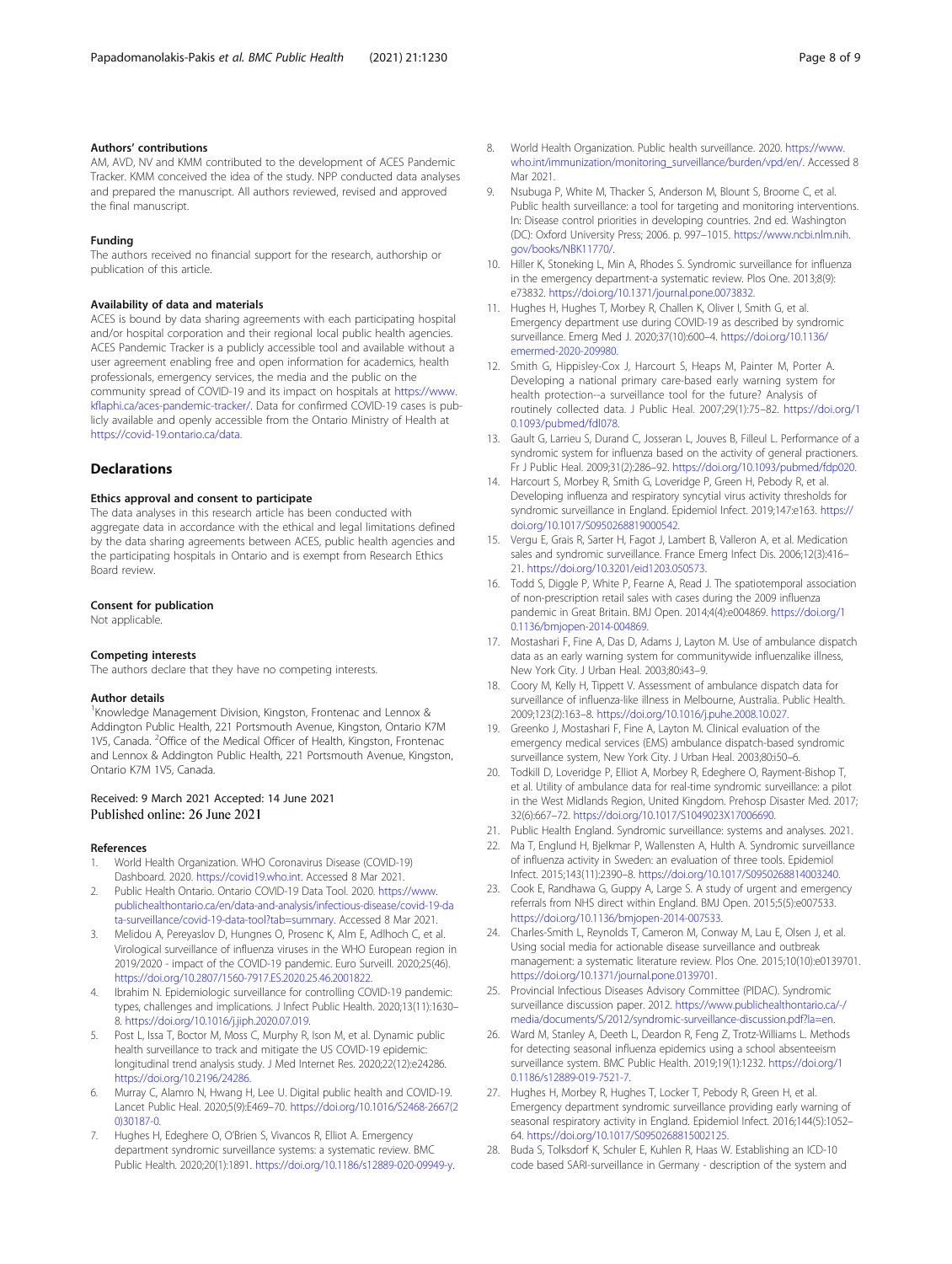#### Authors' contributions

AM, AVD, NV and KMM contributed to the development of ACES Pandemic Tracker. KMM conceived the idea of the study. NPP conducted data analyses and prepared the manuscript. All authors reviewed, revised and approved the final manuscript.

#### Funding

The authors received no financial support for the research, authorship or publication of this article.

#### Availability of data and materials

ACES is bound by data sharing agreements with each participating hospital and/or hospital corporation and their regional local public health agencies. ACES Pandemic Tracker is a publicly accessible tool and available without a user agreement enabling free and open information for academics, health professionals, emergency services, the media and the public on the community spread of COVID-19 and its impact on hospitals at https://www.kflaphi.ca/aces-pandemic-tracker/. Data for confirmed COVID-19 cases is publicly available and openly accessible from the Ontario Ministry of Health at https://covid-19.ontario.ca/data.

## Declarations

#### Ethics approval and consent to participate

The data analyses in this research article has been conducted with aggregate data in accordance with the ethical and legal limitations defined by the data sharing agreements between ACES, public health agencies and the participating hospitals in Ontario and is exempt from Research Ethics Board review.

#### Consent for publication

Not applicable.

#### Competing interests

The authors declare that they have no competing interests.

#### Author details

[1]Knowledge Management Division, Kingston, Frontenac and Lennox & Addington Public Health, 221 Portsmouth Avenue, Kingston, Ontario K7M 1V5, Canada. [2]Office of the Medical Officer of Health, Kingston, Frontenac and Lennox & Addington Public Health, 221 Portsmouth Avenue, Kingston, Ontario K7M 1V5, Canada.

Received: 9 March 2021 Accepted: 14 June 2021
Published online: 26 June 2021

#### References

1. World Health Organization. WHO Coronavirus Disease (COVID-19) Dashboard. 2020. https://covid19.who.int. Accessed 8 Mar 2021.
2. Public Health Ontario. Ontario COVID-19 Data Tool. 2020. https://www.publichealthontario.ca/en/data-and-analysis/infectious-disease/covid-19-data-surveillance/covid-19-data-tool?tab=summary. Accessed 8 Mar 2021.
3. Melidou A, Pereyaslov D, Hungnes O, Prosenc K, Alm E, Adlhoch C, et al. Virological surveillance of influenza viruses in the WHO European region in 2019/2020 - impact of the COVID-19 pandemic. Euro Surveill. 2020;25(46). https://doi.org/10.2807/1560-7917.ES.2020.25.46.2001822.
4. Ibrahim N. Epidemiologic surveillance for controlling COVID-19 pandemic: types, challenges and implications. J Infect Public Health. 2020;13(11):1630–8. https://doi.org/10.1016/j.jiph.2020.07.019.
5. Post L, Issa T, Boctor M, Moss C, Murphy R, Ison M, et al. Dynamic public health surveillance to track and mitigate the US COVID-19 epidemic: longitudinal trend analysis study. J Med Internet Res. 2020;22(12):e24286. https://doi.org/10.2196/24286.
6. Murray C, Alamro N, Hwang H, Lee U. Digital public health and COVID-19. Lancet Public Heal. 2020;5(9):E469–70. https://doi.org/10.1016/S2468-2667(20)30187-0.
7. Hughes H, Edeghere O, O'Brien S, Vivancos R, Elliot A. Emergency department syndromic surveillance systems: a systematic review. BMC Public Health. 2020;20(1):1891. https://doi.org/10.1186/s12889-020-09949-y.
8. World Health Organization. Public health surveillance. 2020. https://www.who.int/immunization/monitoring_surveillance/burden/vpd/en/. Accessed 8 Mar 2021.
9. Nsubuga P, White M, Thacker S, Anderson M, Blount S, Broome C, et al. Public health surveillance: a tool for targeting and monitoring interventions. In: Disease control priorities in developing countries. 2nd ed. Washington (DC): Oxford University Press; 2006. p. 997–1015. https://www.ncbi.nlm.nih.gov/books/NBK11770/.
10. Hiller K, Stoneking L, Min A, Rhodes S. Syndromic surveillance for influenza in the emergency department-a systematic review. Plos One. 2013;8(9):e73832. https://doi.org/10.1371/journal.pone.0073832.
11. Hughes H, Hughes T, Morbey R, Challen K, Oliver I, Smith G, et al. Emergency department use during COVID-19 as described by syndromic surveillance. Emerg Med J. 2020;37(10):600–4. https://doi.org/10.1136/emermed-2020-209980.
12. Smith G, Hippisley-Cox J, Harcourt S, Heaps M, Painter M, Porter A. Developing a national primary care-based early warning system for health protection--a surveillance tool for the future? Analysis of routinely collected data. J Public Heal. 2007;29(1):75–82. https://doi.org/10.1093/pubmed/fdl078.
13. Gault G, Larrieu S, Durand C, Josseran L, Jouves B, Filleul L. Performance of a syndromic system for influenza based on the activity of general practioners. Fr J Public Heal. 2009;31(2):286–92. https://doi.org/10.1093/pubmed/fdp020.
14. Harcourt S, Morbey R, Smith G, Loveridge P, Green H, Pebody R, et al. Developing influenza and respiratory syncytial virus activity thresholds for syndromic surveillance in England. Epidemiol Infect. 2019;147:e163. https://doi.org/10.1017/S0950268819000542.
15. Vergu E, Grais R, Sarter H, Fagot J, Lambert B, Valleron A, et al. Medication sales and syndromic surveillance. France Emerg Infect Dis. 2006;12(3):416–21. https://doi.org/10.3201/eid1203.050573.
16. Todd S, Diggle P, White P, Fearne A, Read J. The spatiotemporal association of non-prescription retail sales with cases during the 2009 influenza pandemic in Great Britain. BMJ Open. 2014;4(4):e004869. https://doi.org/10.1136/bmjopen-2014-004869.
17. Mostashari F, Fine A, Das D, Adams J, Layton M. Use of ambulance dispatch data as an early warning system for communitywide influenzalike illness, New York City. J Urban Heal. 2003;80:i43–9.
18. Coory M, Kelly H, Tippett V. Assessment of ambulance dispatch data for surveillance of influenza-like illness in Melbourne, Australia. Public Health. 2009;123(2):163–8. https://doi.org/10.1016/j.puhe.2008.10.027.
19. Greenko J, Mostashari F, Fine A, Layton M. Clinical evaluation of the emergency medical services (EMS) ambulance dispatch-based syndromic surveillance system, New York City. J Urban Heal. 2003;80:i50–6.
20. Todkill D, Loveridge P, Elliot A, Morbey R, Edeghere O, Rayment-Bishop T, et al. Utility of ambulance data for real-time syndromic surveillance: a pilot in the West Midlands Region, United Kingdom. Prehosp Disaster Med. 2017;32(6):667–72. https://doi.org/10.1017/S1049023X17006690.
21. Public Health England. Syndromic surveillance: systems and analyses. 2021.
22. Ma T, Englund H, Bjelkmar P, Wallensten A, Hulth A. Syndromic surveillance of influenza activity in Sweden: an evaluation of three tools. Epidemiol Infect. 2015;143(11):2390–8. https://doi.org/10.1017/S0950268814003240.
23. Cook E, Randhawa G, Guppy A, Large S. A study of urgent and emergency referrals from NHS direct within England. BMJ Open. 2015;5(5):e007533. https://doi.org/10.1136/bmjopen-2014-007533.
24. Charles-Smith L, Reynolds T, Cameron M, Conway M, Lau E, Olsen J, et al. Using social media for actionable disease surveillance and outbreak management: a systematic literature review. Plos One. 2015;10(10):e0139701. https://doi.org/10.1371/journal.pone.0139701.
25. Provincial Infectious Diseases Advisory Committee (PIDAC). Syndromic surveillance discussion paper. 2012. https://www.publichealthontario.ca/-/media/documents/S/2012/syndromic-surveillance-discussion.pdf?la=en.
26. Ward M, Stanley A, Deeth L, Deardon R, Feng Z, Trotz-Williams L. Methods for detecting seasonal influenza epidemics using a school absenteeism surveillance system. BMC Public Health. 2019;19(1):1232. https://doi.org/10.1186/s12889-019-7521-7.
27. Hughes H, Morbey R, Hughes T, Locker T, Pebody R, Green H, et al. Emergency department syndromic surveillance providing early warning of seasonal respiratory activity in England. Epidemiol Infect. 2016;144(5):1052–64. https://doi.org/10.1017/S0950268815002125.
28. Buda S, Tolksdorf K, Schuler E, Kuhlen R, Haas W. Establishing an ICD-10 code based SARI-surveillance in Germany - description of the system and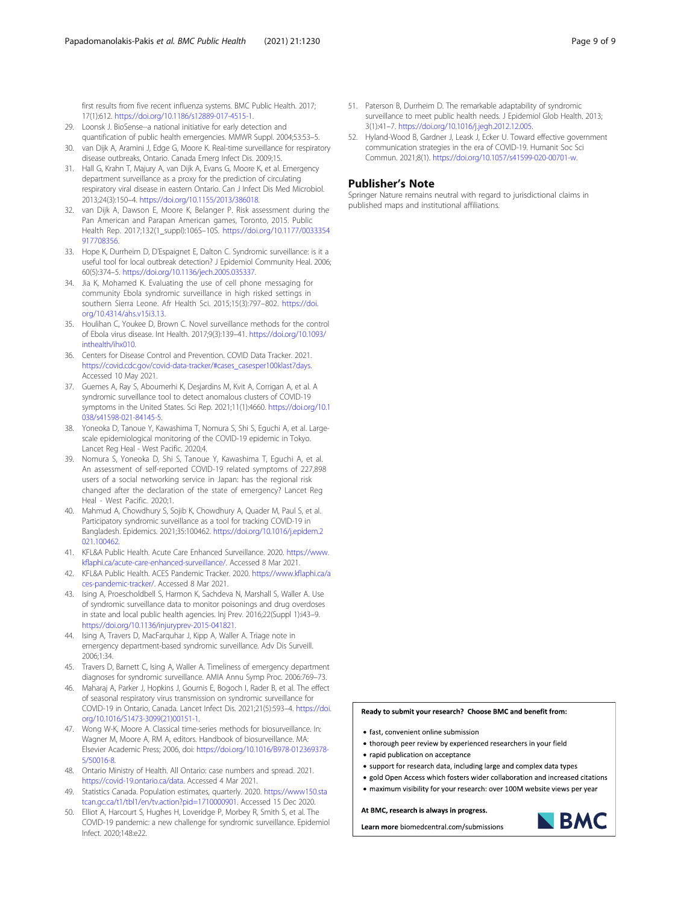first results from five recent influenza systems. BMC Public Health. 2017; 17(1):612. https://doi.org/10.1186/s12889-017-4515-1.

29. Loonsk J. BioSense--a national initiative for early detection and quantification of public health emergencies. MMWR Suppl. 2004;53:53–5.
30. van Dijk A, Aramini J, Edge G, Moore K. Real-time surveillance for respiratory disease outbreaks, Ontario. Canada Emerg Infect Dis. 2009;15.
31. Hall G, Krahn T, Majury A, van Dijk A, Evans G, Moore K, et al. Emergency department surveillance as a proxy for the prediction of circulating respiratory viral disease in eastern Ontario. Can J Infect Dis Med Microbiol. 2013;24(3):150–4. https://doi.org/10.1155/2013/386018.
32. van Dijk A, Dawson E, Moore K, Belanger P. Risk assessment during the Pan American and Parapan American games, Toronto, 2015. Public Health Rep. 2017;132(1_suppl):106S–10S. https://doi.org/10.1177/0033354917708356.
33. Hope K, Durrheim D, D'Espaignet E, Dalton C. Syndromic surveillance: is it a useful tool for local outbreak detection? J Epidemiol Community Heal. 2006; 60(5):374–5. https://doi.org/10.1136/jech.2005.035337.
34. Jia K, Mohamed K. Evaluating the use of cell phone messaging for community Ebola syndromic surveillance in high risked settings in southern Sierra Leone. Afr Health Sci. 2015;15(3):797–802. https://doi.org/10.4314/ahs.v15i3.13.
35. Houlihan C, Youkee D, Brown C. Novel surveillance methods for the control of Ebola virus disease. Int Health. 2017;9(3):139–41. https://doi.org/10.1093/inthealth/ihx010.
36. Centers for Disease Control and Prevention. COVID Data Tracker. 2021. https://covid.cdc.gov/covid-data-tracker/#cases_casesper100klast7days. Accessed 10 May 2021.
37. Guemes A, Ray S, Aboumerhi K, Desjardins M, Kvit A, Corrigan A, et al. A syndromic surveillance tool to detect anomalous clusters of COVID-19 symptoms in the United States. Sci Rep. 2021;11(1):4660. https://doi.org/10.1038/s41598-021-84145-5.
38. Yoneoka D, Tanoue Y, Kawashima T, Nomura S, Shi S, Eguchi A, et al. Large-scale epidemiological monitoring of the COVID-19 epidemic in Tokyo. Lancet Reg Heal - West Pacific. 2020;4.
39. Nomura S, Yoneoka D, Shi S, Tanoue Y, Kawashima T, Eguchi A, et al. An assessment of self-reported COVID-19 related symptoms of 227,898 users of a social networking service in Japan: has the regional risk changed after the declaration of the state of emergency? Lancet Reg Heal - West Pacific. 2020;1.
40. Mahmud A, Chowdhury S, Sojib K, Chowdhury A, Quader M, Paul S, et al. Participatory syndromic surveillance as a tool for tracking COVID-19 in Bangladesh. Epidemics. 2021;35:100462. https://doi.org/10.1016/j.epidem.2021.100462.
41. KFL&A Public Health. Acute Care Enhanced Surveillance. 2020. https://www.kflaphi.ca/acute-care-enhanced-surveillance/. Accessed 8 Mar 2021.
42. KFL&A Public Health. ACES Pandemic Tracker. 2020. https://www.kflaphi.ca/aces-pandemic-tracker/. Accessed 8 Mar 2021.
43. Ising A, Proescholdbell S, Harmon K, Sachdeva N, Marshall S, Waller A. Use of syndromic surveillance data to monitor poisonings and drug overdoses in state and local public health agencies. Inj Prev. 2016;22(Suppl 1):i43–9. https://doi.org/10.1136/injuryprev-2015-041821.
44. Ising A, Travers D, MacFarquhar J, Kipp A, Waller A. Triage note in emergency department-based syndromic surveillance. Adv Dis Surveill. 2006;1:34.
45. Travers D, Barnett C, Ising A, Waller A. Timeliness of emergency department diagnoses for syndromic surveillance. AMIA Annu Symp Proc. 2006:769–73.
46. Maharaj A, Parker J, Hopkins J, Gournis E, Bogoch I, Rader B, et al. The effect of seasonal respiratory virus transmission on syndromic surveillance for COVID-19 in Ontario, Canada. Lancet Infect Dis. 2021;21(5):593–4. https://doi.org/10.1016/S1473-3099(21)00151-1.
47. Wong W-K, Moore A. Classical time-series methods for biosurveillance. In: Wagner M, Moore A, RM A, editors. Handbook of biosurveillance. MA: Elsevier Academic Press; 2006, doi: https://doi.org/10.1016/B978-012369378-5/50016-8.
48. Ontario Ministry of Health. All Ontario: case numbers and spread. 2021. https://covid-19.ontario.ca/data. Accessed 4 Mar 2021.
49. Statistics Canada. Population estimates, quarterly. 2020. https://www150.statcan.gc.ca/t1/tbl1/en/tv.action?pid=1710000901. Accessed 15 Dec 2020.
50. Elliot A, Harcourt S, Hughes H, Loveridge P, Morbey R, Smith S, et al. The COVID-19 pandemic: a new challenge for syndromic surveillance. Epidemiol Infect. 2020;148:e22.
51. Paterson B, Durrheim D. The remarkable adaptability of syndromic surveillance to meet public health needs. J Epidemiol Glob Health. 2013; 3(1):41–7. https://doi.org/10.1016/j.jegh.2012.12.005.
52. Hyland-Wood B, Gardner J, Leask J, Ecker U. Toward effective government communication strategies in the era of COVID-19. Humanit Soc Sci Commun. 2021;8(1). https://doi.org/10.1057/s41599-020-00701-w.

## Publisher's Note

Springer Nature remains neutral with regard to jurisdictional claims in published maps and institutional affiliations.

**Ready to submit your research? Choose BMC and benefit from:**

- fast, convenient online submission
- thorough peer review by experienced researchers in your field
- rapid publication on acceptance
- support for research data, including large and complex data types
- gold Open Access which fosters wider collaboration and increased citations
- maximum visibility for your research: over 100M website views per year

**At BMC, research is always in progress.**

**Learn more** biomedcentral.com/submissions

BMC